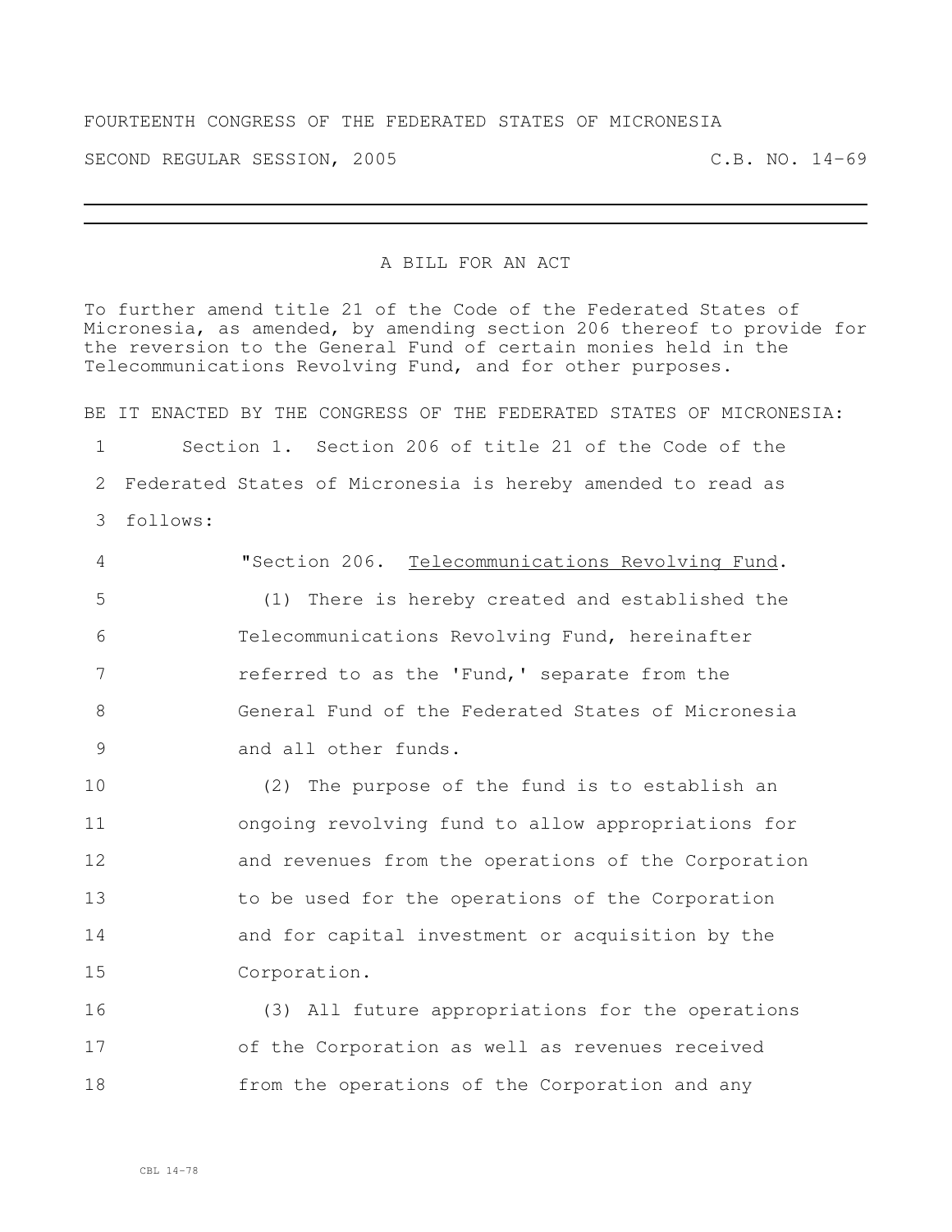FOURTEENTH CONGRESS OF THE FEDERATED STATES OF MICRONESIA

SECOND REGULAR SESSION, 2005 C.B. NO. 14-69

---

A BILL FOR AN ACT

To further amend title 21 of the Code of the Federated States of Micronesia, as amended, by amending section 206 thereof to provide for the reversion to the General Fund of certain monies held in the Telecommunications Revolving Fund, and for other purposes.

BE IT ENACTED BY THE CONGRESS OF THE FEDERATED STATES OF MICRONESIA:

1 Section 1. Section 206 of title 21 of the Code of the
2 Federated States of Micronesia is hereby amended to read as
3 follows:

4 "Section 206. Telecommunications Revolving Fund.
5 (1) There is hereby created and established the
6 Telecommunications Revolving Fund, hereinafter
7 referred to as the 'Fund,' separate from the
8 General Fund of the Federated States of Micronesia
9 and all other funds.
10 (2) The purpose of the fund is to establish an
11 ongoing revolving fund to allow appropriations for
12 and revenues from the operations of the Corporation
13 to be used for the operations of the Corporation
14 and for capital investment or acquisition by the
15 Corporation.
16 (3) All future appropriations for the operations
17 of the Corporation as well as revenues received
18 from the operations of the Corporation and any

CBL 14-78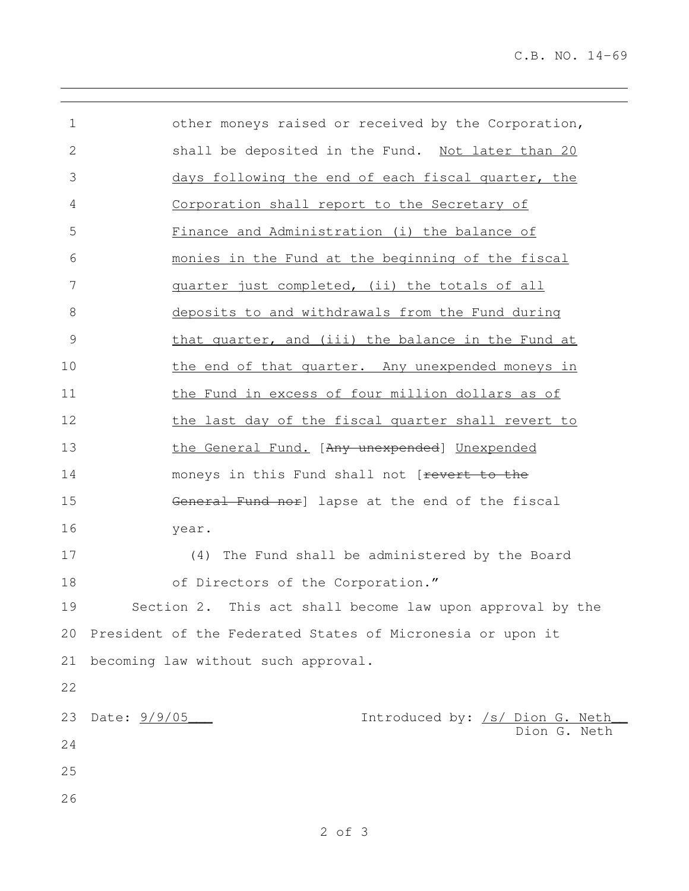other moneys raised or received by the Corporation, shall be deposited in the Fund. <u>Not later than 20 days following the end of each fiscal quarter, the Corporation shall report to the Secretary of Finance and Administration (i) the balance of monies in the Fund at the beginning of the fiscal quarter just completed, (ii) the totals of all deposits to and withdrawals from the Fund during that quarter, and (iii) the balance in the Fund at the end of that quarter. Any unexpended moneys in the Fund in excess of four million dollars as of the last day of the fiscal quarter shall revert to the General Fund.</u> [~~Any unexpended~~] <u>Unexpended</u> moneys in this Fund shall not [~~revert to the General Fund nor~~] lapse at the end of the fiscal year.

(4) The Fund shall be administered by the Board of Directors of the Corporation."

Section 2. This act shall become law upon approval by the President of the Federated States of Micronesia or upon it becoming law without such approval.

Date: <u>9/9/05</u>

Introduced by: <u>/s/ Dion G. Neth</u>
Dion G. Neth